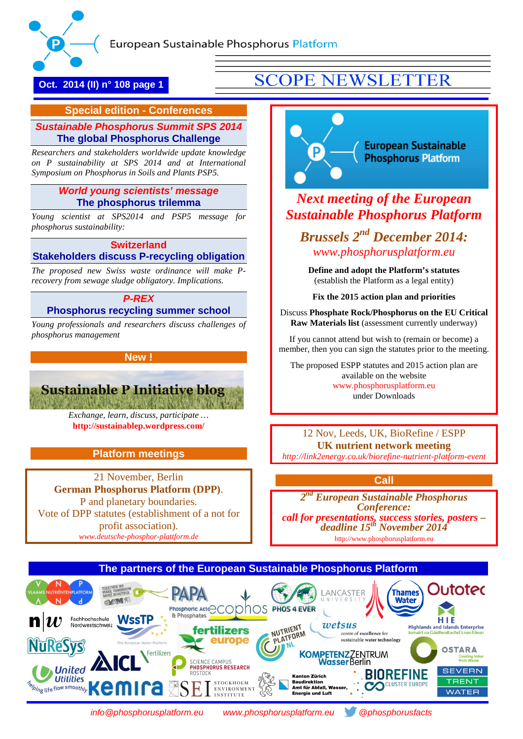European Sustainable Phosphorus Platform

**Oct. 2014 (II) n° 108 page 1**

# SCOPE NEWSLETTER

## Special edition - Conferences

### *Sustainable Phosphorus Summit SPS 2014*
### The global Phosphorus Challenge

*Researchers and stakeholders worldwide update knowledge on P sustainability at SPS 2014 and at International Symposium on Phosphorus in Soils and Plants PSP5.*

### *World young scientists' message*
### The phosphorus trilemma

*Young scientist at SPS2014 and PSP5 message for phosphorus sustainability:*

### Switzerland
### Stakeholders discuss P-recycling obligation

*The proposed new Swiss waste ordinance will make P-recovery from sewage sludge obligatory. Implications.*

### *P-REX*
### Phosphorus recycling summer school

*Young professionals and researchers discuss challenges of phosphorus management*

## New !

**Sustainable P Initiative blog**

*Exchange, learn, discuss, participate …*
**http://sustainablep.wordpress.com/**

## Platform meetings

21 November, Berlin
**German Phosphorus Platform (DPP).**
P and planetary boundaries.
Vote of DPP statutes (establishment of a not for profit association).
*www.deutsche-phosphor-plattform.de*

---

European Sustainable Phosphorus Platform

## *Next meeting of the European Sustainable Phosphorus Platform*

### *Brussels 2nd December 2014:*

*www.phosphorusplatform.eu*

**Define and adopt the Platform's statutes**
(establish the Platform as a legal entity)

**Fix the 2015 action plan and priorities**

Discuss **Phosphate Rock/Phosphorus on the EU Critical Raw Materials list** (assessment currently underway)

If you cannot attend but wish to (remain or become) a member, then you can sign the statutes prior to the meeting.

The proposed ESPP statutes and 2015 action plan are available on the website
www.phosphorusplatform.eu
under Downloads

---

12 Nov, Leeds, UK, BioRefine / ESPP
**UK nutrient network meeting**
*http://link2energy.co.uk/biorefine-nutrient-platform-event*

## Call

***2nd European Sustainable Phosphorus Conference:***
***call for presentations, success stories, posters – deadline 15th November 2014***
http://www.phosphorusplatform.eu

## The partners of the European Sustainable Phosphorus Platform

VLAAMS NUTRIËNTENPLATFORM · PAPA · Phosphoric Acid & Phosphates · ecophos · PHOS 4 EVER · Lancaster University · Thames Water · Outotec · n|w Fachhochschule Nordwestschweiz · WssTP The European Water Platform · fertilizers europe · Nutrient Platform NL · wetsus centre of excellence for sustainable water technology · HIE Highlands and Islands Enterprise · NuReSys · ICL Fertilizers · Science Campus Phosphorus Research Rostock · Kompetenzzentrum Wasser Berlin · OSTARA · United Utilities · Kemira · SEI Stockholm Environment Institute · Kanton Zürich Baudirektion Amt für Abfall, Wasser, Energie und Luft · BIOREFINE Cluster Europe · Severn Trent Water

*info@phosphorusplatform.eu* *www.phosphorusplatform.eu* *@phosphorusfacts*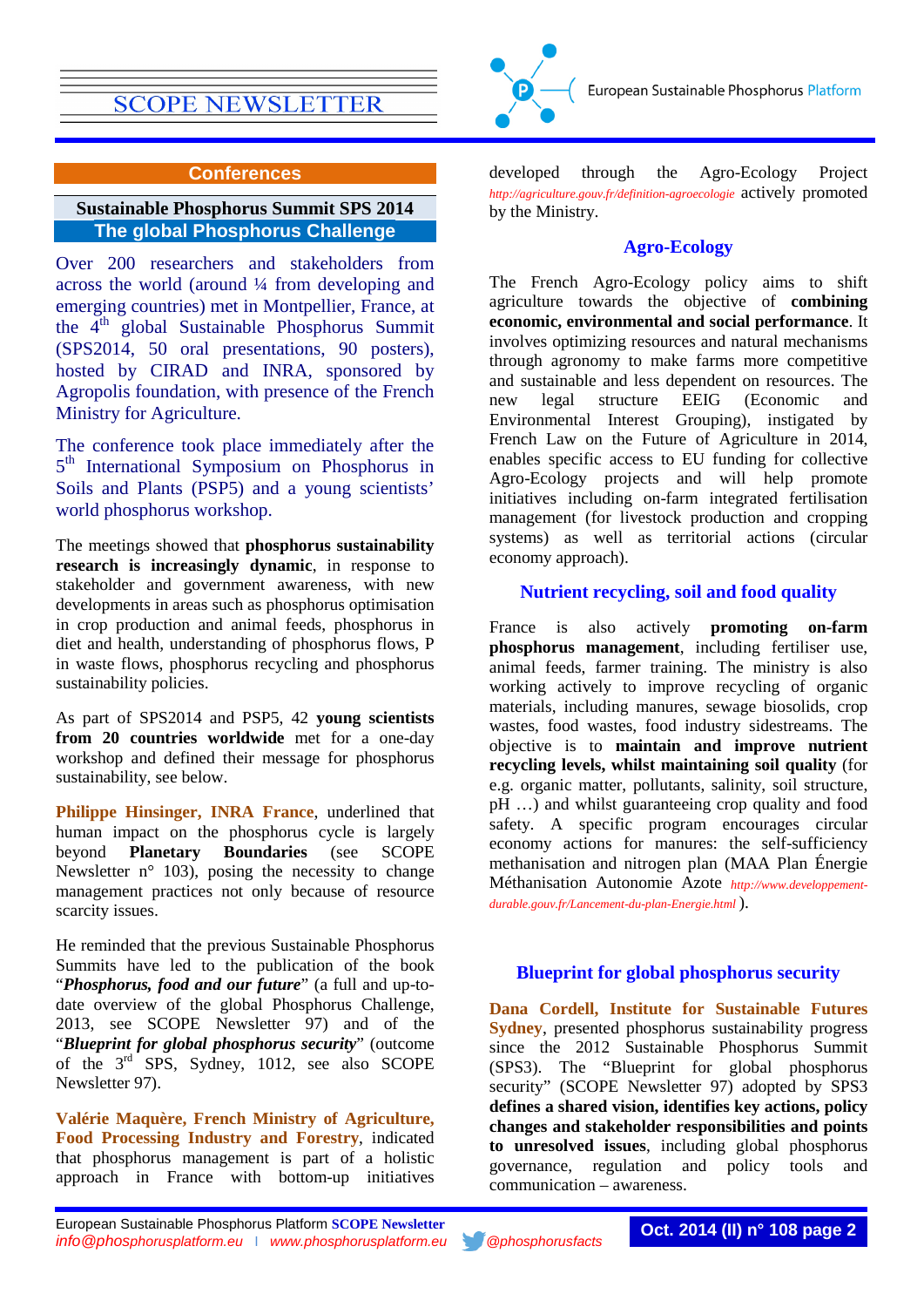## Conferences

### Sustainable Phosphorus Summit SPS 2014

### The global Phosphorus Challenge

Over 200 researchers and stakeholders from across the world (around ¼ from developing and emerging countries) met in Montpellier, France, at the 4th global Sustainable Phosphorus Summit (SPS2014, 50 oral presentations, 90 posters), hosted by CIRAD and INRA, sponsored by Agropolis foundation, with presence of the French Ministry for Agriculture.

The conference took place immediately after the 5th International Symposium on Phosphorus in Soils and Plants (PSP5) and a young scientists' world phosphorus workshop.

The meetings showed that **phosphorus sustainability research is increasingly dynamic**, in response to stakeholder and government awareness, with new developments in areas such as phosphorus optimisation in crop production and animal feeds, phosphorus in diet and health, understanding of phosphorus flows, P in waste flows, phosphorus recycling and phosphorus sustainability policies.

As part of SPS2014 and PSP5, 42 **young scientists from 20 countries worldwide** met for a one-day workshop and defined their message for phosphorus sustainability, see below.

**Philippe Hinsinger, INRA France**, underlined that human impact on the phosphorus cycle is largely beyond **Planetary Boundaries** (see SCOPE Newsletter n° 103), posing the necessity to change management practices not only because of resource scarcity issues.

He reminded that the previous Sustainable Phosphorus Summits have led to the publication of the book "***Phosphorus, food and our future***" (a full and up-to-date overview of the global Phosphorus Challenge, 2013, see SCOPE Newsletter 97) and of the "***Blueprint for global phosphorus security***" (outcome of the 3rd SPS, Sydney, 1012, see also SCOPE Newsletter 97).

**Valérie Maquère, French Ministry of Agriculture, Food Processing Industry and Forestry**, indicated that phosphorus management is part of a holistic approach in France with bottom-up initiatives developed through the Agro-Ecology Project http://agriculture.gouv.fr/definition-agroecologie actively promoted by the Ministry.

#### Agro-Ecology

The French Agro-Ecology policy aims to shift agriculture towards the objective of **combining economic, environmental and social performance**. It involves optimizing resources and natural mechanisms through agronomy to make farms more competitive and sustainable and less dependent on resources. The new legal structure EEIG (Economic and Environmental Interest Grouping), instigated by French Law on the Future of Agriculture in 2014, enables specific access to EU funding for collective Agro-Ecology projects and will help promote initiatives including on-farm integrated fertilisation management (for livestock production and cropping systems) as well as territorial actions (circular economy approach).

#### Nutrient recycling, soil and food quality

France is also actively **promoting on-farm phosphorus management**, including fertiliser use, animal feeds, farmer training. The ministry is also working actively to improve recycling of organic materials, including manures, sewage biosolids, crop wastes, food wastes, food industry sidestreams. The objective is to **maintain and improve nutrient recycling levels, whilst maintaining soil quality** (for e.g. organic matter, pollutants, salinity, soil structure, pH …) and whilst guaranteeing crop quality and food safety. A specific program encourages circular economy actions for manures: the self-sufficiency methanisation and nitrogen plan (MAA Plan Énergie Méthanisation Autonomie Azote http://www.developpement-durable.gouv.fr/Lancement-du-plan-Energie.html ).

#### Blueprint for global phosphorus security

**Dana Cordell, Institute for Sustainable Futures Sydney**, presented phosphorus sustainability progress since the 2012 Sustainable Phosphorus Summit (SPS3). The "Blueprint for global phosphorus security" (SCOPE Newsletter 97) adopted by SPS3 **defines a shared vision, identifies key actions, policy changes and stakeholder responsibilities and points to unresolved issues**, including global phosphorus governance, regulation and policy tools and communication – awareness.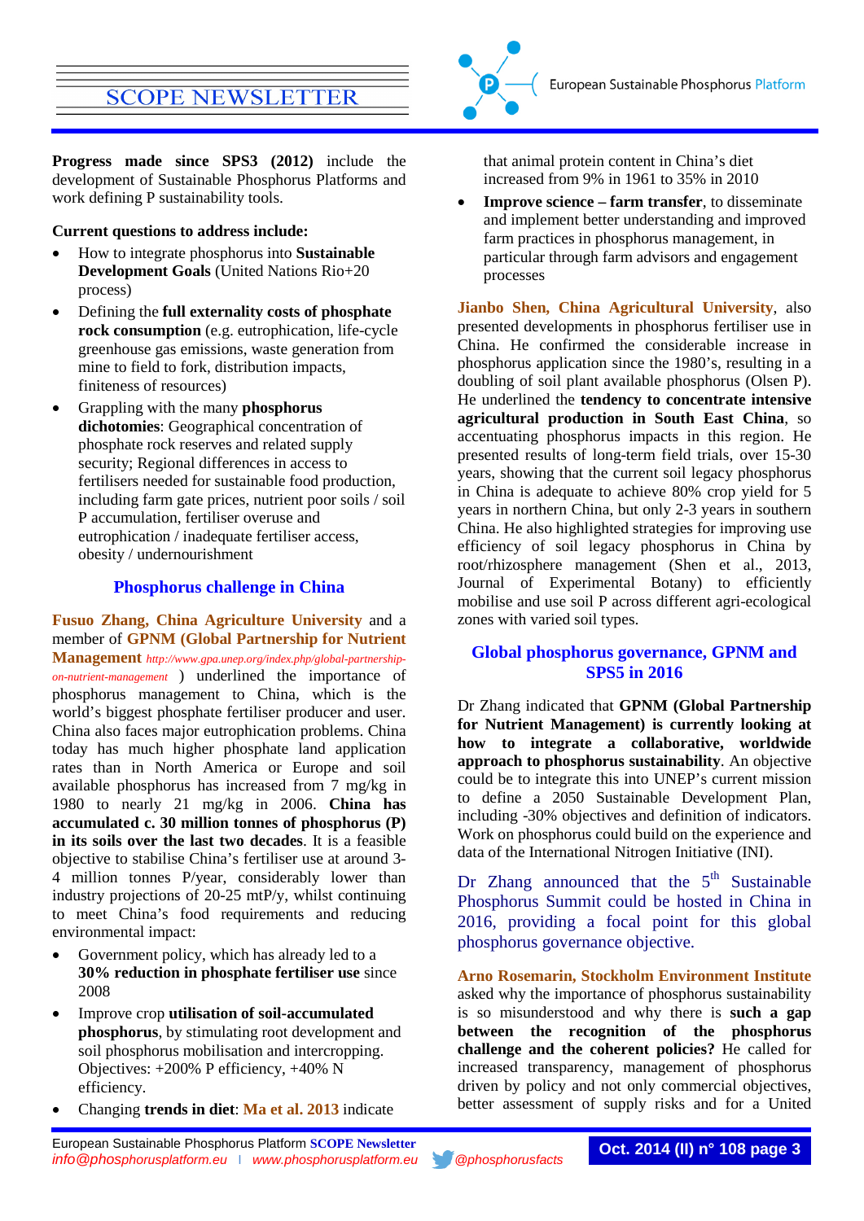**Progress made since SPS3 (2012)** include the development of Sustainable Phosphorus Platforms and work defining P sustainability tools.

**Current questions to address include:**

- How to integrate phosphorus into **Sustainable Development Goals** (United Nations Rio+20 process)
- Defining the **full externality costs of phosphate rock consumption** (e.g. eutrophication, life-cycle greenhouse gas emissions, waste generation from mine to field to fork, distribution impacts, finiteness of resources)
- Grappling with the many **phosphorus dichotomies**: Geographical concentration of phosphate rock reserves and related supply security; Regional differences in access to fertilisers needed for sustainable food production, including farm gate prices, nutrient poor soils / soil P accumulation, fertiliser overuse and eutrophication / inadequate fertiliser access, obesity / undernourishment

## Phosphorus challenge in China

**Fusuo Zhang, China Agriculture University** and a member of **GPNM (Global Partnership for Nutrient Management** *http://www.gpa.unep.org/index.php/global-partnership-on-nutrient-management* ) underlined the importance of phosphorus management to China, which is the world's biggest phosphate fertiliser producer and user. China also faces major eutrophication problems. China today has much higher phosphate land application rates than in North America or Europe and soil available phosphorus has increased from 7 mg/kg in 1980 to nearly 21 mg/kg in 2006. **China has accumulated c. 30 million tonnes of phosphorus (P) in its soils over the last two decades**. It is a feasible objective to stabilise China's fertiliser use at around 3-4 million tonnes P/year, considerably lower than industry projections of 20-25 mtP/y, whilst continuing to meet China's food requirements and reducing environmental impact:

- Government policy, which has already led to a **30% reduction in phosphate fertiliser use** since 2008
- Improve crop **utilisation of soil-accumulated phosphorus**, by stimulating root development and soil phosphorus mobilisation and intercropping. Objectives: +200% P efficiency, +40% N efficiency.
- Changing **trends in diet**: **Ma et al. 2013** indicate that animal protein content in China's diet increased from 9% in 1961 to 35% in 2010
- **Improve science – farm transfer**, to disseminate and implement better understanding and improved farm practices in phosphorus management, in particular through farm advisors and engagement processes

**Jianbo Shen, China Agricultural University**, also presented developments in phosphorus fertiliser use in China. He confirmed the considerable increase in phosphorus application since the 1980's, resulting in a doubling of soil plant available phosphorus (Olsen P). He underlined the **tendency to concentrate intensive agricultural production in South East China**, so accentuating phosphorus impacts in this region. He presented results of long-term field trials, over 15-30 years, showing that the current soil legacy phosphorus in China is adequate to achieve 80% crop yield for 5 years in northern China, but only 2-3 years in southern China. He also highlighted strategies for improving use efficiency of soil legacy phosphorus in China by root/rhizosphere management (Shen et al., 2013, Journal of Experimental Botany) to efficiently mobilise and use soil P across different agri-ecological zones with varied soil types.

## Global phosphorus governance, GPNM and SPS5 in 2016

Dr Zhang indicated that **GPNM (Global Partnership for Nutrient Management) is currently looking at how to integrate a collaborative, worldwide approach to phosphorus sustainability**. An objective could be to integrate this into UNEP's current mission to define a 2050 Sustainable Development Plan, including -30% objectives and definition of indicators. Work on phosphorus could build on the experience and data of the International Nitrogen Initiative (INI).

Dr Zhang announced that the 5th Sustainable Phosphorus Summit could be hosted in China in 2016, providing a focal point for this global phosphorus governance objective.

**Arno Rosemarin, Stockholm Environment Institute** asked why the importance of phosphorus sustainability is so misunderstood and why there is **such a gap between the recognition of the phosphorus challenge and the coherent policies?** He called for increased transparency, management of phosphorus driven by policy and not only commercial objectives, better assessment of supply risks and for a United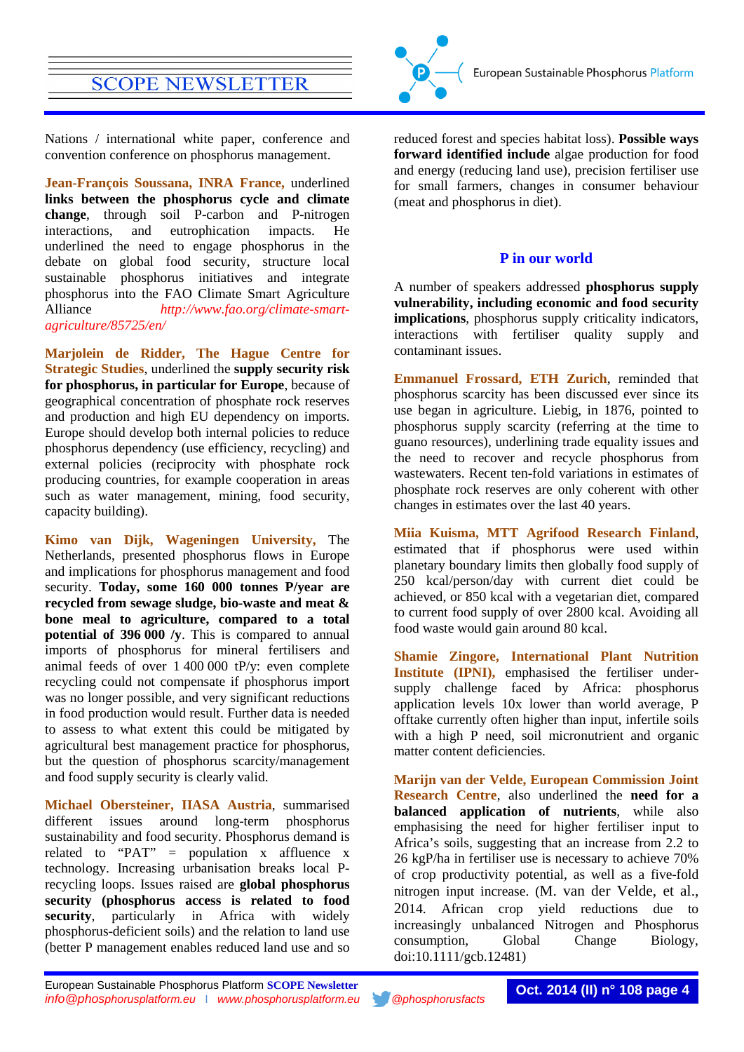Nations / international white paper, conference and convention conference on phosphorus management.

**Jean-François Soussana, INRA France,** underlined **links between the phosphorus cycle and climate change**, through soil P-carbon and P-nitrogen interactions, and eutrophication impacts. He underlined the need to engage phosphorus in the debate on global food security, structure local sustainable phosphorus initiatives and integrate phosphorus into the FAO Climate Smart Agriculture Alliance *http://www.fao.org/climate-smart-agriculture/85725/en/*

**Marjolein de Ridder, The Hague Centre for Strategic Studies**, underlined the **supply security risk for phosphorus, in particular for Europe**, because of geographical concentration of phosphate rock reserves and production and high EU dependency on imports. Europe should develop both internal policies to reduce phosphorus dependency (use efficiency, recycling) and external policies (reciprocity with phosphate rock producing countries, for example cooperation in areas such as water management, mining, food security, capacity building).

**Kimo van Dijk, Wageningen University,** The Netherlands, presented phosphorus flows in Europe and implications for phosphorus management and food security. **Today, some 160 000 tonnes P/year are recycled from sewage sludge, bio-waste and meat & bone meal to agriculture, compared to a total potential of 396 000 /y**. This is compared to annual imports of phosphorus for mineral fertilisers and animal feeds of over 1 400 000 tP/y: even complete recycling could not compensate if phosphorus import was no longer possible, and very significant reductions in food production would result. Further data is needed to assess to what extent this could be mitigated by agricultural best management practice for phosphorus, but the question of phosphorus scarcity/management and food supply security is clearly valid.

**Michael Obersteiner, IIASA Austria**, summarised different issues around long-term phosphorus sustainability and food security. Phosphorus demand is related to "PAT" = population x affluence x technology. Increasing urbanisation breaks local P-recycling loops. Issues raised are **global phosphorus security (phosphorus access is related to food security**, particularly in Africa with widely phosphorus-deficient soils) and the relation to land use (better P management enables reduced land use and so reduced forest and species habitat loss). **Possible ways forward identified include** algae production for food and energy (reducing land use), precision fertiliser use for small farmers, changes in consumer behaviour (meat and phosphorus in diet).

## P in our world

A number of speakers addressed **phosphorus supply vulnerability, including economic and food security implications**, phosphorus supply criticality indicators, interactions with fertiliser quality supply and contaminant issues.

**Emmanuel Frossard, ETH Zurich**, reminded that phosphorus scarcity has been discussed ever since its use began in agriculture. Liebig, in 1876, pointed to phosphorus supply scarcity (referring at the time to guano resources), underlining trade equality issues and the need to recover and recycle phosphorus from wastewaters. Recent ten-fold variations in estimates of phosphate rock reserves are only coherent with other changes in estimates over the last 40 years.

**Miia Kuisma, MTT Agrifood Research Finland**, estimated that if phosphorus were used within planetary boundary limits then globally food supply of 250 kcal/person/day with current diet could be achieved, or 850 kcal with a vegetarian diet, compared to current food supply of over 2800 kcal. Avoiding all food waste would gain around 80 kcal.

**Shamie Zingore, International Plant Nutrition Institute (IPNI),** emphasised the fertiliser under-supply challenge faced by Africa: phosphorus application levels 10x lower than world average, P offtake currently often higher than input, infertile soils with a high P need, soil micronutrient and organic matter content deficiencies.

**Marijn van der Velde, European Commission Joint Research Centre**, also underlined the **need for a balanced application of nutrients**, while also emphasising the need for higher fertiliser input to Africa's soils, suggesting that an increase from 2.2 to 26 kgP/ha in fertiliser use is necessary to achieve 70% of crop productivity potential, as well as a five-fold nitrogen input increase. (M. van der Velde, et al., 2014. African crop yield reductions due to increasingly unbalanced Nitrogen and Phosphorus consumption, Global Change Biology, doi:10.1111/gcb.12481)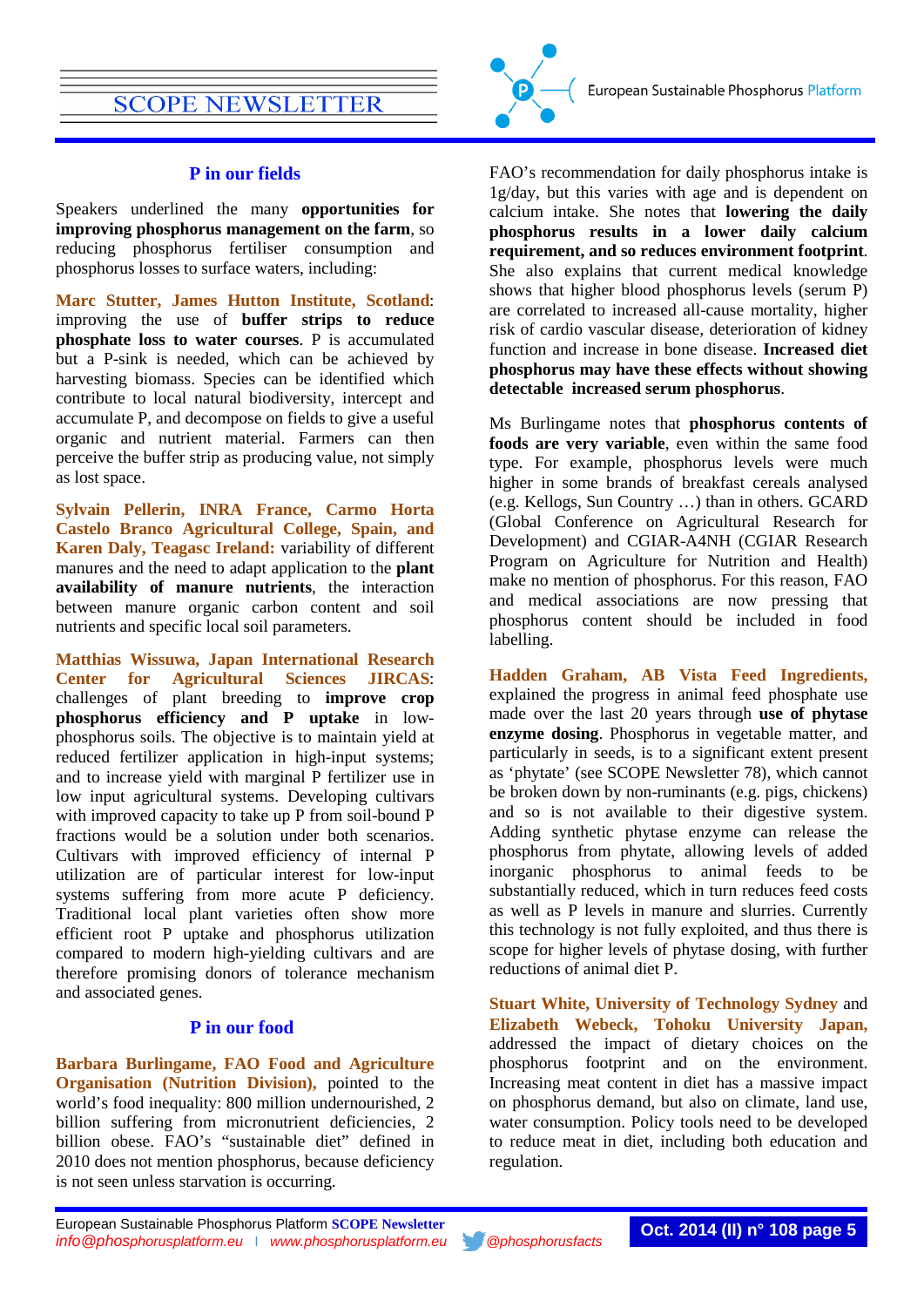## P in our fields

Speakers underlined the many **opportunities for improving phosphorus management on the farm**, so reducing phosphorus fertiliser consumption and phosphorus losses to surface waters, including:

**Marc Stutter, James Hutton Institute, Scotland**: improving the use of **buffer strips to reduce phosphate loss to water courses**. P is accumulated but a P-sink is needed, which can be achieved by harvesting biomass. Species can be identified which contribute to local natural biodiversity, intercept and accumulate P, and decompose on fields to give a useful organic and nutrient material. Farmers can then perceive the buffer strip as producing value, not simply as lost space.

**Sylvain Pellerin, INRA France, Carmo Horta Castelo Branco Agricultural College, Spain, and Karen Daly, Teagasc Ireland:** variability of different manures and the need to adapt application to the **plant availability of manure nutrients**, the interaction between manure organic carbon content and soil nutrients and specific local soil parameters.

**Matthias Wissuwa, Japan International Research Center for Agricultural Sciences JIRCAS**: challenges of plant breeding to **improve crop phosphorus efficiency and P uptake** in low-phosphorus soils. The objective is to maintain yield at reduced fertilizer application in high-input systems; and to increase yield with marginal P fertilizer use in low input agricultural systems. Developing cultivars with improved capacity to take up P from soil-bound P fractions would be a solution under both scenarios. Cultivars with improved efficiency of internal P utilization are of particular interest for low-input systems suffering from more acute P deficiency. Traditional local plant varieties often show more efficient root P uptake and phosphorus utilization compared to modern high-yielding cultivars and are therefore promising donors of tolerance mechanism and associated genes.

## P in our food

**Barbara Burlingame, FAO Food and Agriculture Organisation (Nutrition Division),** pointed to the world's food inequality: 800 million undernourished, 2 billion suffering from micronutrient deficiencies, 2 billion obese. FAO's "sustainable diet" defined in 2010 does not mention phosphorus, because deficiency is not seen unless starvation is occurring.

FAO's recommendation for daily phosphorus intake is 1g/day, but this varies with age and is dependent on calcium intake. She notes that **lowering the daily phosphorus results in a lower daily calcium requirement, and so reduces environment footprint**. She also explains that current medical knowledge shows that higher blood phosphorus levels (serum P) are correlated to increased all-cause mortality, higher risk of cardio vascular disease, deterioration of kidney function and increase in bone disease. **Increased diet phosphorus may have these effects without showing detectable increased serum phosphorus**.

Ms Burlingame notes that **phosphorus contents of foods are very variable**, even within the same food type. For example, phosphorus levels were much higher in some brands of breakfast cereals analysed (e.g. Kellogs, Sun Country …) than in others. GCARD (Global Conference on Agricultural Research for Development) and CGIAR-A4NH (CGIAR Research Program on Agriculture for Nutrition and Health) make no mention of phosphorus. For this reason, FAO and medical associations are now pressing that phosphorus content should be included in food labelling.

**Hadden Graham, AB Vista Feed Ingredients,** explained the progress in animal feed phosphate use made over the last 20 years through **use of phytase enzyme dosing**. Phosphorus in vegetable matter, and particularly in seeds, is to a significant extent present as 'phytate' (see SCOPE Newsletter 78), which cannot be broken down by non-ruminants (e.g. pigs, chickens) and so is not available to their digestive system. Adding synthetic phytase enzyme can release the phosphorus from phytate, allowing levels of added inorganic phosphorus to animal feeds to be substantially reduced, which in turn reduces feed costs as well as P levels in manure and slurries. Currently this technology is not fully exploited, and thus there is scope for higher levels of phytase dosing, with further reductions of animal diet P.

**Stuart White, University of Technology Sydney** and **Elizabeth Webeck, Tohoku University Japan,** addressed the impact of dietary choices on the phosphorus footprint and on the environment. Increasing meat content in diet has a massive impact on phosphorus demand, but also on climate, land use, water consumption. Policy tools need to be developed to reduce meat in diet, including both education and regulation.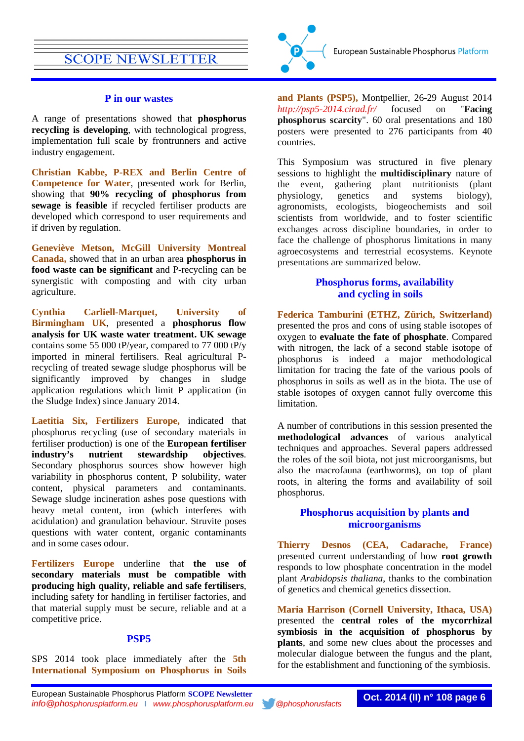## P in our wastes

A range of presentations showed that **phosphorus recycling is developing**, with technological progress, implementation full scale by frontrunners and active industry engagement.

**Christian Kabbe, P-REX and Berlin Centre of Competence for Water**, presented work for Berlin, showing that **90% recycling of phosphorus from sewage is feasible** if recycled fertiliser products are developed which correspond to user requirements and if driven by regulation.

**Geneviève Metson, McGill University Montreal Canada,** showed that in an urban area **phosphorus in food waste can be significant** and P-recycling can be synergistic with composting and with city urban agriculture.

**Cynthia Carliell-Marquet, University of Birmingham UK**, presented a **phosphorus flow analysis for UK waste water treatment. UK sewage** contains some 55 000 tP/year, compared to 77 000 tP/y imported in mineral fertilisers. Real agricultural P-recycling of treated sewage sludge phosphorus will be significantly improved by changes in sludge application regulations which limit P application (in the Sludge Index) since January 2014.

**Laetitia Six, Fertilizers Europe,** indicated that phosphorus recycling (use of secondary materials in fertiliser production) is one of the **European fertiliser industry's nutrient stewardship objectives**. Secondary phosphorus sources show however high variability in phosphorus content, P solubility, water content, physical parameters and contaminants. Sewage sludge incineration ashes pose questions with heavy metal content, iron (which interferes with acidulation) and granulation behaviour. Struvite poses questions with water content, organic contaminants and in some cases odour.

**Fertilizers Europe** underline that **the use of secondary materials must be compatible with producing high quality, reliable and safe fertilisers**, including safety for handling in fertiliser factories, and that material supply must be secure, reliable and at a competitive price.

## PSP5

SPS 2014 took place immediately after the **5th International Symposium on Phosphorus in Soils and Plants (PSP5),** Montpellier, 26-29 August 2014 *http://psp5-2014.cirad.fr/* focused on "**Facing phosphorus scarcity**". 60 oral presentations and 180 posters were presented to 276 participants from 40 countries.

This Symposium was structured in five plenary sessions to highlight the **multidisciplinary** nature of the event, gathering plant nutritionists (plant physiology, genetics and systems biology), agronomists, ecologists, biogeochemists and soil scientists from worldwide, and to foster scientific exchanges across discipline boundaries, in order to face the challenge of phosphorus limitations in many agroecosystems and terrestrial ecosystems. Keynote presentations are summarized below.

## Phosphorus forms, availability and cycling in soils

**Federica Tamburini (ETHZ, Zürich, Switzerland)** presented the pros and cons of using stable isotopes of oxygen to **evaluate the fate of phosphate**. Compared with nitrogen, the lack of a second stable isotope of phosphorus is indeed a major methodological limitation for tracing the fate of the various pools of phosphorus in soils as well as in the biota. The use of stable isotopes of oxygen cannot fully overcome this limitation.

A number of contributions in this session presented the **methodological advances** of various analytical techniques and approaches. Several papers addressed the roles of the soil biota, not just microorganisms, but also the macrofauna (earthworms), on top of plant roots, in altering the forms and availability of soil phosphorus.

## Phosphorus acquisition by plants and microorganisms

**Thierry Desnos (CEA, Cadarache, France)** presented current understanding of how **root growth** responds to low phosphate concentration in the model plant *Arabidopsis thaliana*, thanks to the combination of genetics and chemical genetics dissection.

**Maria Harrison (Cornell University, Ithaca, USA)** presented the **central roles of the mycorrhizal symbiosis in the acquisition of phosphorus by plants**, and some new clues about the processes and molecular dialogue between the fungus and the plant, for the establishment and functioning of the symbiosis.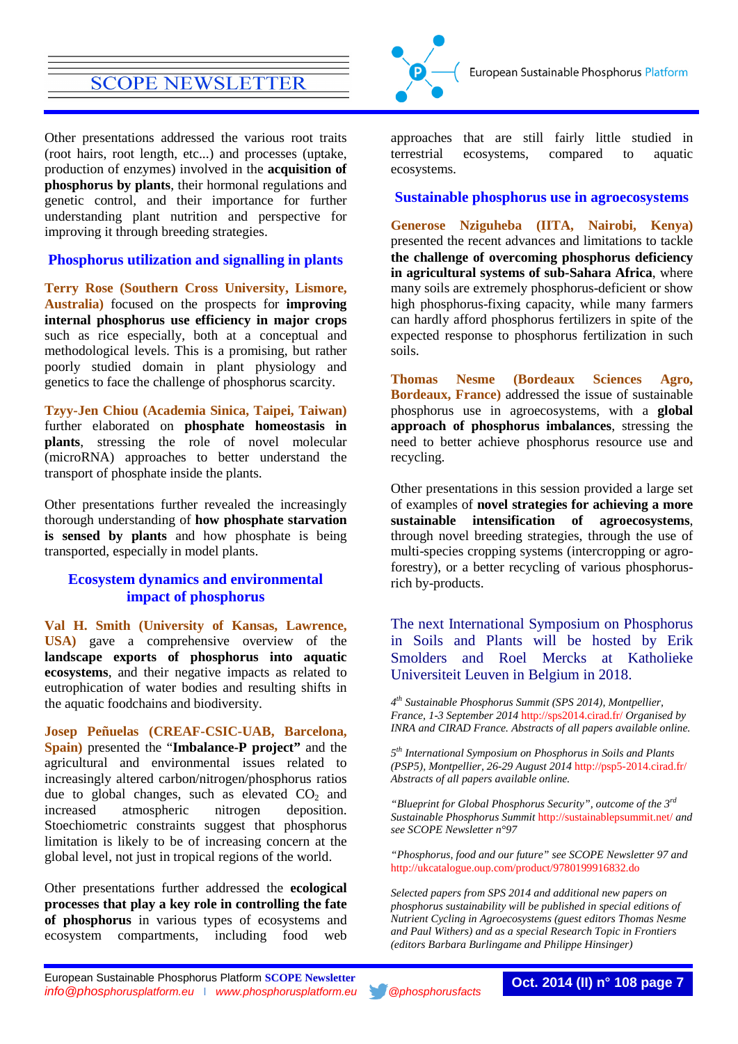Other presentations addressed the various root traits (root hairs, root length, etc...) and processes (uptake, production of enzymes) involved in the **acquisition of phosphorus by plants**, their hormonal regulations and genetic control, and their importance for further understanding plant nutrition and perspective for improving it through breeding strategies.

## Phosphorus utilization and signalling in plants

**Terry Rose (Southern Cross University, Lismore, Australia)** focused on the prospects for **improving internal phosphorus use efficiency in major crops** such as rice especially, both at a conceptual and methodological levels. This is a promising, but rather poorly studied domain in plant physiology and genetics to face the challenge of phosphorus scarcity.

**Tzyy-Jen Chiou (Academia Sinica, Taipei, Taiwan)** further elaborated on **phosphate homeostasis in plants**, stressing the role of novel molecular (microRNA) approaches to better understand the transport of phosphate inside the plants.

Other presentations further revealed the increasingly thorough understanding of **how phosphate starvation is sensed by plants** and how phosphate is being transported, especially in model plants.

## Ecosystem dynamics and environmental impact of phosphorus

**Val H. Smith (University of Kansas, Lawrence, USA)** gave a comprehensive overview of the **landscape exports of phosphorus into aquatic ecosystems**, and their negative impacts as related to eutrophication of water bodies and resulting shifts in the aquatic foodchains and biodiversity.

**Josep Peñuelas (CREAF-CSIC-UAB, Barcelona, Spain)** presented the "**Imbalance-P project"** and the agricultural and environmental issues related to increasingly altered carbon/nitrogen/phosphorus ratios due to global changes, such as elevated $CO_2$ and increased atmospheric nitrogen deposition. Stoechiometric constraints suggest that phosphorus limitation is likely to be of increasing concern at the global level, not just in tropical regions of the world.

Other presentations further addressed the **ecological processes that play a key role in controlling the fate of phosphorus** in various types of ecosystems and ecosystem compartments, including food web approaches that are still fairly little studied in terrestrial ecosystems, compared to aquatic ecosystems.

## Sustainable phosphorus use in agroecosystems

**Generose Nziguheba (IITA, Nairobi, Kenya)** presented the recent advances and limitations to tackle **the challenge of overcoming phosphorus deficiency in agricultural systems of sub-Sahara Africa**, where many soils are extremely phosphorus-deficient or show high phosphorus-fixing capacity, while many farmers can hardly afford phosphorus fertilizers in spite of the expected response to phosphorus fertilization in such soils.

**Thomas Nesme (Bordeaux Sciences Agro, Bordeaux, France)** addressed the issue of sustainable phosphorus use in agroecosystems, with a **global approach of phosphorus imbalances**, stressing the need to better achieve phosphorus resource use and recycling.

Other presentations in this session provided a large set of examples of **novel strategies for achieving a more sustainable intensification of agroecosystems**, through novel breeding strategies, through the use of multi-species cropping systems (intercropping or agro-forestry), or a better recycling of various phosphorus-rich by-products.

The next International Symposium on Phosphorus in Soils and Plants will be hosted by Erik Smolders and Roel Mercks at Katholieke Universiteit Leuven in Belgium in 2018.

*4th Sustainable Phosphorus Summit (SPS 2014), Montpellier, France, 1-3 September 2014* http://sps2014.cirad.fr/ *Organised by INRA and CIRAD France. Abstracts of all papers available online.*

*5th International Symposium on Phosphorus in Soils and Plants (PSP5), Montpellier, 26-29 August 2014* http://psp5-2014.cirad.fr/ *Abstracts of all papers available online.*

*"Blueprint for Global Phosphorus Security", outcome of the 3rd Sustainable Phosphorus Summit* http://sustainablepsummit.net/ *and see SCOPE Newsletter n°97*

*"Phosphorus, food and our future" see SCOPE Newsletter 97 and* http://ukcatalogue.oup.com/product/9780199916832.do

*Selected papers from SPS 2014 and additional new papers on phosphorus sustainability will be published in special editions of Nutrient Cycling in Agroecosystems (guest editors Thomas Nesme and Paul Withers) and as a special Research Topic in Frontiers (editors Barbara Burlingame and Philippe Hinsinger)*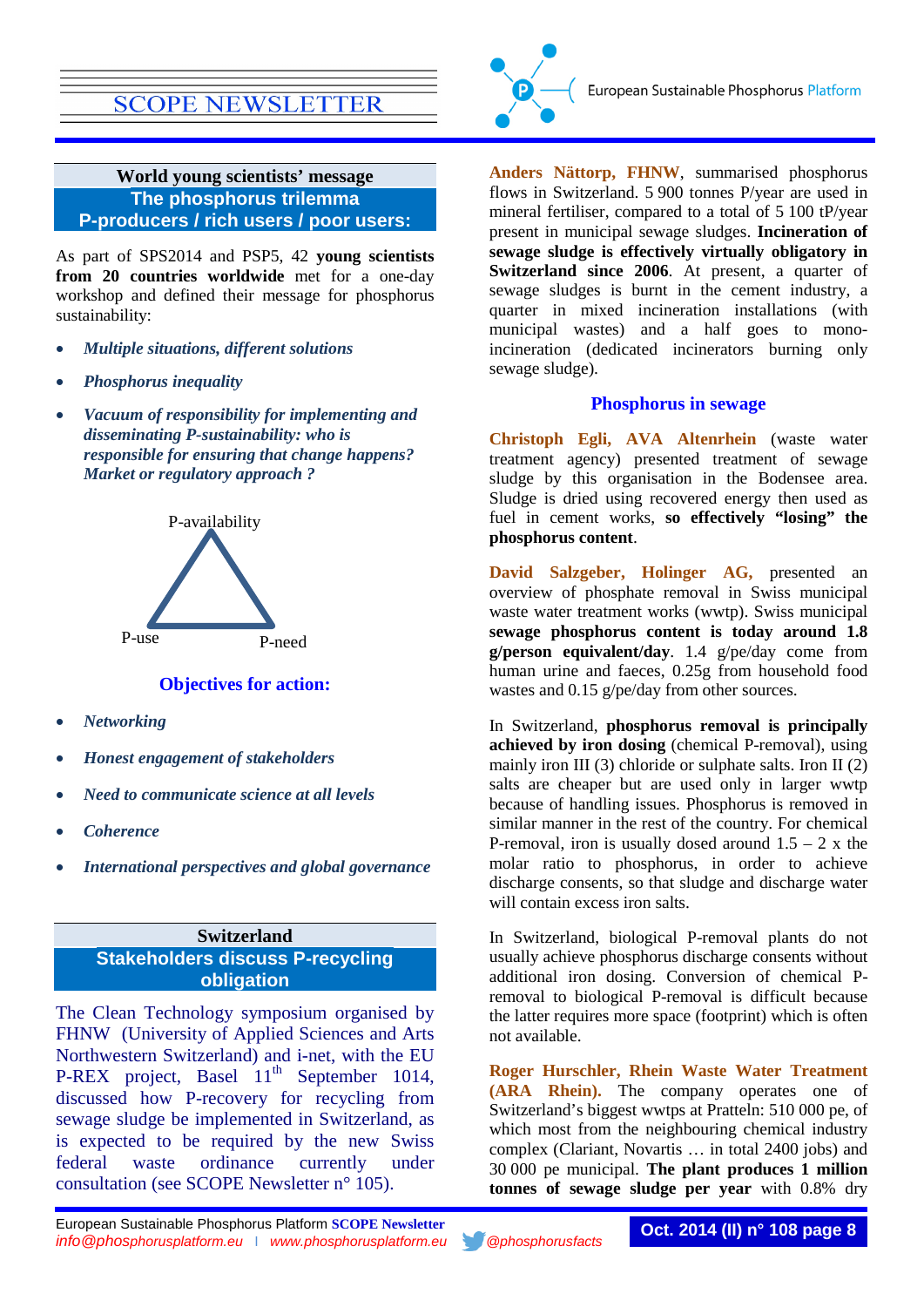## World young scientists' message

### The phosphorus trilemma P-producers / rich users / poor users:

As part of SPS2014 and PSP5, 42 **young scientists from 20 countries worldwide** met for a one-day workshop and defined their message for phosphorus sustainability:

- ***Multiple situations, different solutions***
- ***Phosphorus inequality***
- ***Vacuum of responsibility for implementing and disseminating P-sustainability: who is responsible for ensuring that change happens? Market or regulatory approach ?***

P-availability

P-use    P-need

### Objectives for action:

- ***Networking***
- ***Honest engagement of stakeholders***
- ***Need to communicate science at all levels***
- ***Coherence***
- ***International perspectives and global governance***

## Switzerland

### Stakeholders discuss P-recycling obligation

The Clean Technology symposium organised by FHNW (University of Applied Sciences and Arts Northwestern Switzerland) and i-net, with the EU P-REX project, Basel 11th September 1014, discussed how P-recovery for recycling from sewage sludge be implemented in Switzerland, as is expected to be required by the new Swiss federal waste ordinance currently under consultation (see SCOPE Newsletter n° 105).

**Anders Nättorp, FHNW**, summarised phosphorus flows in Switzerland. 5 900 tonnes P/year are used in mineral fertiliser, compared to a total of 5 100 tP/year present in municipal sewage sludges. **Incineration of sewage sludge is effectively virtually obligatory in Switzerland since 2006**. At present, a quarter of sewage sludges is burnt in the cement industry, a quarter in mixed incineration installations (with municipal wastes) and a half goes to mono-incineration (dedicated incinerators burning only sewage sludge).

### Phosphorus in sewage

**Christoph Egli, AVA Altenrhein** (waste water treatment agency) presented treatment of sewage sludge by this organisation in the Bodensee area. Sludge is dried using recovered energy then used as fuel in cement works, **so effectively "losing" the phosphorus content**.

**David Salzgeber, Holinger AG,** presented an overview of phosphate removal in Swiss municipal waste water treatment works (wwtp). Swiss municipal **sewage phosphorus content is today around 1.8 g/person equivalent/day**. 1.4 g/pe/day come from human urine and faeces, 0.25g from household food wastes and 0.15 g/pe/day from other sources.

In Switzerland, **phosphorus removal is principally achieved by iron dosing** (chemical P-removal), using mainly iron III (3) chloride or sulphate salts. Iron II (2) salts are cheaper but are used only in larger wwtp because of handling issues. Phosphorus is removed in similar manner in the rest of the country. For chemical P-removal, iron is usually dosed around 1.5 – 2 x the molar ratio to phosphorus, in order to achieve discharge consents, so that sludge and discharge water will contain excess iron salts.

In Switzerland, biological P-removal plants do not usually achieve phosphorus discharge consents without additional iron dosing. Conversion of chemical P-removal to biological P-removal is difficult because the latter requires more space (footprint) which is often not available.

**Roger Hurschler, Rhein Waste Water Treatment (ARA Rhein).** The company operates one of Switzerland's biggest wwtps at Pratteln: 510 000 pe, of which most from the neighbouring chemical industry complex (Clariant, Novartis … in total 2400 jobs) and 30 000 pe municipal. **The plant produces 1 million tonnes of sewage sludge per year** with 0.8% dry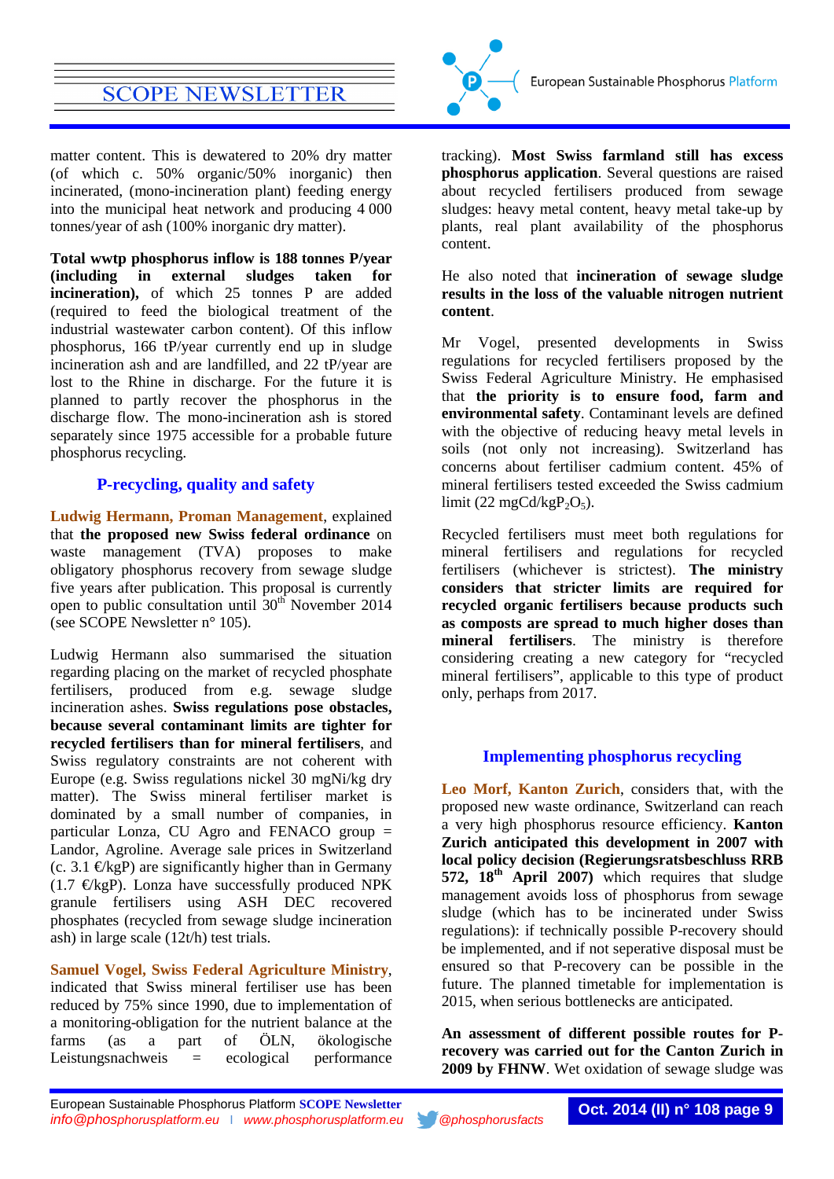matter content. This is dewatered to 20% dry matter (of which c. 50% organic/50% inorganic) then incinerated, (mono-incineration plant) feeding energy into the municipal heat network and producing 4 000 tonnes/year of ash (100% inorganic dry matter).

**Total wwtp phosphorus inflow is 188 tonnes P/year (including in external sludges taken for incineration),** of which 25 tonnes P are added (required to feed the biological treatment of the industrial wastewater carbon content). Of this inflow phosphorus, 166 tP/year currently end up in sludge incineration ash and are landfilled, and 22 tP/year are lost to the Rhine in discharge. For the future it is planned to partly recover the phosphorus in the discharge flow. The mono-incineration ash is stored separately since 1975 accessible for a probable future phosphorus recycling.

## P-recycling, quality and safety

**Ludwig Hermann, Proman Management**, explained that **the proposed new Swiss federal ordinance** on waste management (TVA) proposes to make obligatory phosphorus recovery from sewage sludge five years after publication. This proposal is currently open to public consultation until 30th November 2014 (see SCOPE Newsletter n° 105).

Ludwig Hermann also summarised the situation regarding placing on the market of recycled phosphate fertilisers, produced from e.g. sewage sludge incineration ashes. **Swiss regulations pose obstacles, because several contaminant limits are tighter for recycled fertilisers than for mineral fertilisers**, and Swiss regulatory constraints are not coherent with Europe (e.g. Swiss regulations nickel 30 mgNi/kg dry matter). The Swiss mineral fertiliser market is dominated by a small number of companies, in particular Lonza, CU Agro and FENACO group = Landor, Agroline. Average sale prices in Switzerland (c. 3.1 €/kgP) are significantly higher than in Germany (1.7 €/kgP). Lonza have successfully produced NPK granule fertilisers using ASH DEC recovered phosphates (recycled from sewage sludge incineration ash) in large scale (12t/h) test trials.

**Samuel Vogel, Swiss Federal Agriculture Ministry**, indicated that Swiss mineral fertiliser use has been reduced by 75% since 1990, due to implementation of a monitoring-obligation for the nutrient balance at the farms (as a part of ÖLN, ökologische Leistungsnachweis = ecological performance tracking). **Most Swiss farmland still has excess phosphorus application**. Several questions are raised about recycled fertilisers produced from sewage sludges: heavy metal content, heavy metal take-up by plants, real plant availability of the phosphorus content.

He also noted that **incineration of sewage sludge results in the loss of the valuable nitrogen nutrient content**.

Mr Vogel, presented developments in Swiss regulations for recycled fertilisers proposed by the Swiss Federal Agriculture Ministry. He emphasised that **the priority is to ensure food, farm and environmental safety**. Contaminant levels are defined with the objective of reducing heavy metal levels in soils (not only not increasing). Switzerland has concerns about fertiliser cadmium content. 45% of mineral fertilisers tested exceeded the Swiss cadmium limit (22 mgCd/kg$P_2O_5$).

Recycled fertilisers must meet both regulations for mineral fertilisers and regulations for recycled fertilisers (whichever is strictest). **The ministry considers that stricter limits are required for recycled organic fertilisers because products such as composts are spread to much higher doses than mineral fertilisers**. The ministry is therefore considering creating a new category for "recycled mineral fertilisers", applicable to this type of product only, perhaps from 2017.

## Implementing phosphorus recycling

**Leo Morf, Kanton Zurich**, considers that, with the proposed new waste ordinance, Switzerland can reach a very high phosphorus resource efficiency. **Kanton Zurich anticipated this development in 2007 with local policy decision (Regierungsratsbeschluss RRB 572, 18th April 2007)** which requires that sludge management avoids loss of phosphorus from sewage sludge (which has to be incinerated under Swiss regulations): if technically possible P-recovery should be implemented, and if not seperative disposal must be ensured so that P-recovery can be possible in the future. The planned timetable for implementation is 2015, when serious bottlenecks are anticipated.

**An assessment of different possible routes for P-recovery was carried out for the Canton Zurich in 2009 by FHNW**. Wet oxidation of sewage sludge was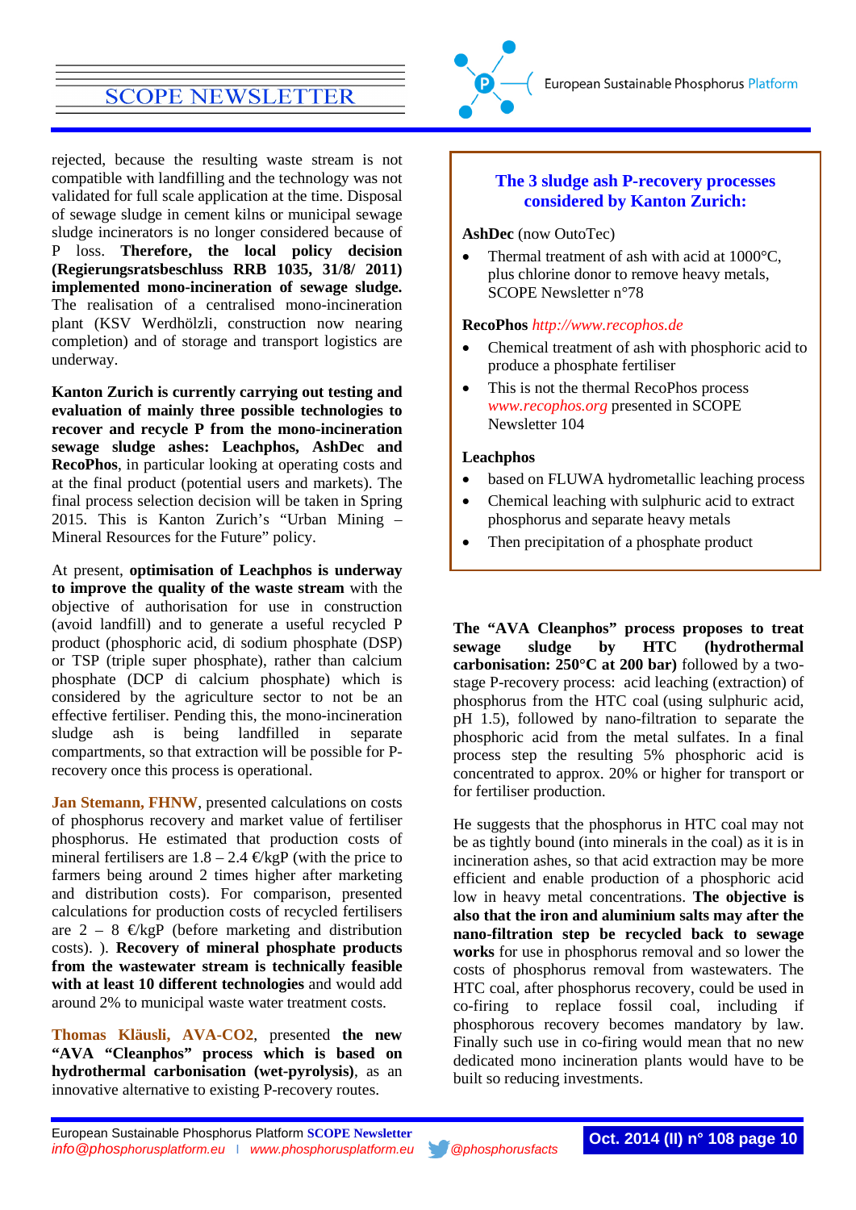rejected, because the resulting waste stream is not compatible with landfilling and the technology was not validated for full scale application at the time. Disposal of sewage sludge in cement kilns or municipal sewage sludge incinerators is no longer considered because of P loss. **Therefore, the local policy decision (Regierungsratsbeschluss RRB 1035, 31/8/ 2011) implemented mono-incineration of sewage sludge.** The realisation of a centralised mono-incineration plant (KSV Werdhölzli, construction now nearing completion) and of storage and transport logistics are underway.

**Kanton Zurich is currently carrying out testing and evaluation of mainly three possible technologies to recover and recycle P from the mono-incineration sewage sludge ashes: Leachphos, AshDec and RecoPhos**, in particular looking at operating costs and at the final product (potential users and markets). The final process selection decision will be taken in Spring 2015. This is Kanton Zurich's "Urban Mining – Mineral Resources for the Future" policy.

At present, **optimisation of Leachphos is underway to improve the quality of the waste stream** with the objective of authorisation for use in construction (avoid landfill) and to generate a useful recycled P product (phosphoric acid, di sodium phosphate (DSP) or TSP (triple super phosphate), rather than calcium phosphate (DCP di calcium phosphate) which is considered by the agriculture sector to not be an effective fertiliser. Pending this, the mono-incineration sludge ash is being landfilled in separate compartments, so that extraction will be possible for P-recovery once this process is operational.

**Jan Stemann, FHNW**, presented calculations on costs of phosphorus recovery and market value of fertiliser phosphorus. He estimated that production costs of mineral fertilisers are 1.8 – 2.4 €/kgP (with the price to farmers being around 2 times higher after marketing and distribution costs). For comparison, presented calculations for production costs of recycled fertilisers are 2 – 8 €/kgP (before marketing and distribution costs). ). **Recovery of mineral phosphate products from the wastewater stream is technically feasible with at least 10 different technologies** and would add around 2% to municipal waste water treatment costs.

**Thomas Kläusli, AVA-CO2**, presented **the new "AVA "Cleanphos" process which is based on hydrothermal carbonisation (wet-pyrolysis)**, as an innovative alternative to existing P-recovery routes.

> **The 3 sludge ash P-recovery processes considered by Kanton Zurich:**
>
> **AshDec** (now OutoTec)
>
> - Thermal treatment of ash with acid at 1000°C, plus chlorine donor to remove heavy metals, SCOPE Newsletter n°78
>
> **RecoPhos** *http://www.recophos.de*
>
> - Chemical treatment of ash with phosphoric acid to produce a phosphate fertiliser
> - This is not the thermal RecoPhos process *www.recophos.org* presented in SCOPE Newsletter 104
>
> **Leachphos**
>
> - based on FLUWA hydrometallic leaching process
> - Chemical leaching with sulphuric acid to extract phosphorus and separate heavy metals
> - Then precipitation of a phosphate product

**The "AVA Cleanphos" process proposes to treat sewage sludge by HTC (hydrothermal carbonisation: 250°C at 200 bar)** followed by a two-stage P-recovery process: acid leaching (extraction) of phosphorus from the HTC coal (using sulphuric acid, pH 1.5), followed by nano-filtration to separate the phosphoric acid from the metal sulfates. In a final process step the resulting 5% phosphoric acid is concentrated to approx. 20% or higher for transport or for fertiliser production.

He suggests that the phosphorus in HTC coal may not be as tightly bound (into minerals in the coal) as it is in incineration ashes, so that acid extraction may be more efficient and enable production of a phosphoric acid low in heavy metal concentrations. **The objective is also that the iron and aluminium salts may after the nano-filtration step be recycled back to sewage works** for use in phosphorus removal and so lower the costs of phosphorus removal from wastewaters. The HTC coal, after phosphorus recovery, could be used in co-firing to replace fossil coal, including if phosphorous recovery becomes mandatory by law. Finally such use in co-firing would mean that no new dedicated mono incineration plants would have to be built so reducing investments.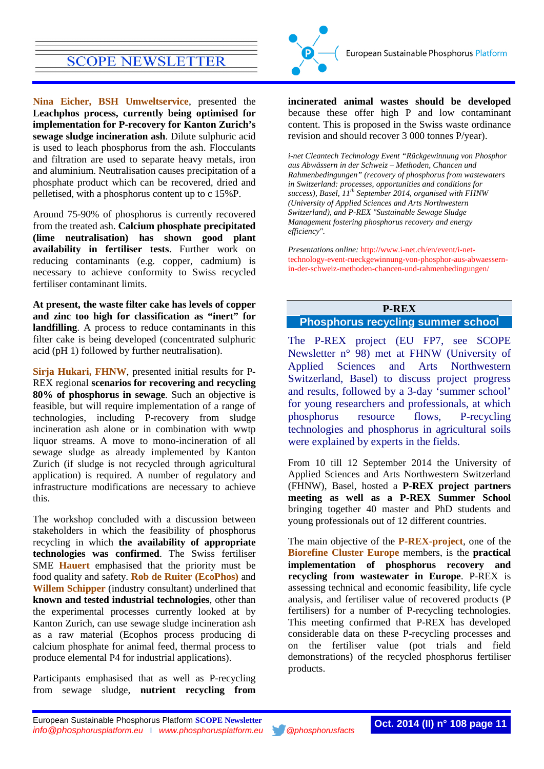**Nina Eicher, BSH Umweltservice**, presented the **Leachphos process, currently being optimised for implementation for P-recovery for Kanton Zurich's sewage sludge incineration ash**. Dilute sulphuric acid is used to leach phosphorus from the ash. Flocculants and filtration are used to separate heavy metals, iron and aluminium. Neutralisation causes precipitation of a phosphate product which can be recovered, dried and pelletised, with a phosphorus content up to c 15%P.

Around 75-90% of phosphorus is currently recovered from the treated ash. **Calcium phosphate precipitated (lime neutralisation) has shown good plant availability in fertiliser tests**. Further work on reducing contaminants (e.g. copper, cadmium) is necessary to achieve conformity to Swiss recycled fertiliser contaminant limits.

**At present, the waste filter cake has levels of copper and zinc too high for classification as "inert" for landfilling**. A process to reduce contaminants in this filter cake is being developed (concentrated sulphuric acid (pH 1) followed by further neutralisation).

**Sirja Hukari, FHNW**, presented initial results for P-REX regional **scenarios for recovering and recycling 80% of phosphorus in sewage**. Such an objective is feasible, but will require implementation of a range of technologies, including P-recovery from sludge incineration ash alone or in combination with wwtp liquor streams. A move to mono-incineration of all sewage sludge as already implemented by Kanton Zurich (if sludge is not recycled through agricultural application) is required. A number of regulatory and infrastructure modifications are necessary to achieve this.

The workshop concluded with a discussion between stakeholders in which the feasibility of phosphorus recycling in which **the availability of appropriate technologies was confirmed**. The Swiss fertiliser SME **Hauert** emphasised that the priority must be food quality and safety. **Rob de Ruiter (EcoPhos)** and **Willem Schipper** (industry consultant) underlined that **known and tested industrial technologies**, other than the experimental processes currently looked at by Kanton Zurich, can use sewage sludge incineration ash as a raw material (Ecophos process producing di calcium phosphate for animal feed, thermal process to produce elemental P4 for industrial applications).

Participants emphasised that as well as P-recycling from sewage sludge, **nutrient recycling from incinerated animal wastes should be developed** because these offer high P and low contaminant content. This is proposed in the Swiss waste ordinance revision and should recover 3 000 tonnes P/year).

*i-net Cleantech Technology Event "Rückgewinnung von Phosphor aus Abwässern in der Schweiz – Methoden, Chancen und Rahmenbedingungen" (recovery of phosphorus from wastewaters in Switzerland: processes, opportunities and conditions for success), Basel, 11th September 2014, organised with FHNW (University of Applied Sciences and Arts Northwestern Switzerland), and P-REX "Sustainable Sewage Sludge Management fostering phosphorus recovery and energy efficiency".*

*Presentations online:* http://www.i-net.ch/en/event/i-net-technology-event-rueckgewinnung-von-phosphor-aus-abwaessern-in-der-schweiz-methoden-chancen-und-rahmenbedingungen/

## P-REX
## Phosphorus recycling summer school

The P-REX project (EU FP7, see SCOPE Newsletter n° 98) met at FHNW (University of Applied Sciences and Arts Northwestern Switzerland, Basel) to discuss project progress and results, followed by a 3-day 'summer school' for young researchers and professionals, at which phosphorus resource flows, P-recycling technologies and phosphorus in agricultural soils were explained by experts in the fields.

From 10 till 12 September 2014 the University of Applied Sciences and Arts Northwestern Switzerland (FHNW), Basel, hosted a **P-REX project partners meeting as well as a P-REX Summer School** bringing together 40 master and PhD students and young professionals out of 12 different countries.

The main objective of the **P-REX-project**, one of the **Biorefine Cluster Europe** members, is the **practical implementation of phosphorus recovery and recycling from wastewater in Europe**. P-REX is assessing technical and economic feasibility, life cycle analysis, and fertiliser value of recovered products (P fertilisers) for a number of P-recycling technologies. This meeting confirmed that P-REX has developed considerable data on these P-recycling processes and on the fertiliser value (pot trials and field demonstrations) of the recycled phosphorus fertiliser products.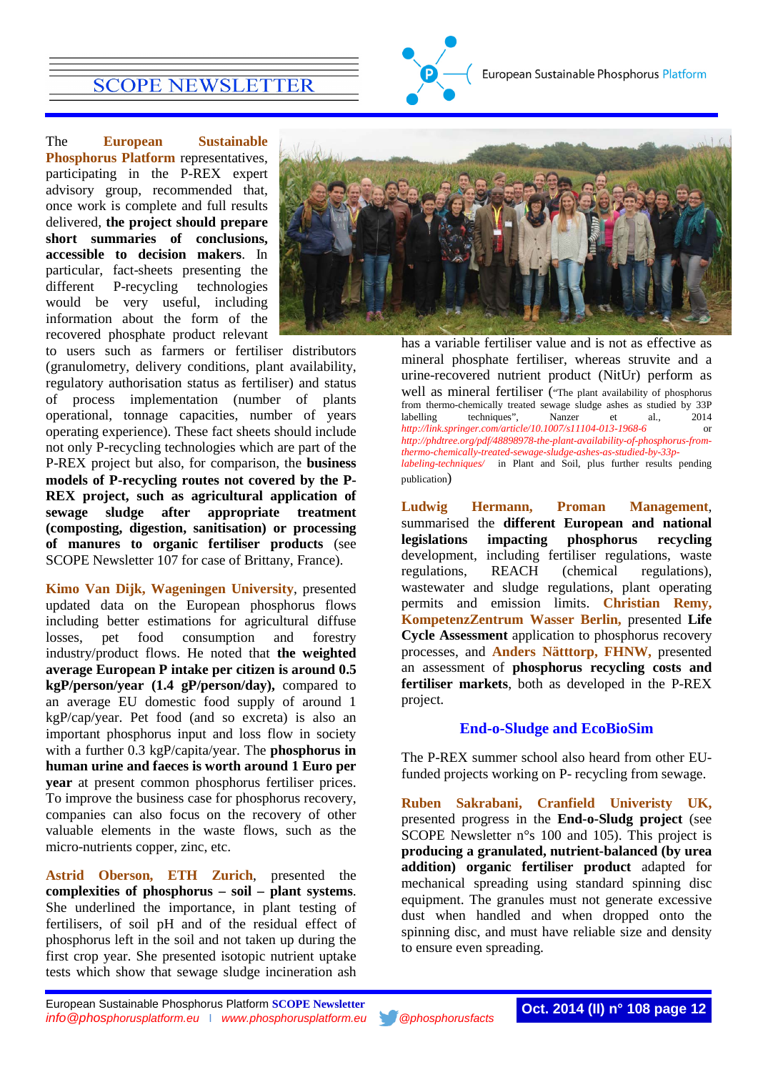The **European Sustainable Phosphorus Platform** representatives, participating in the P-REX expert advisory group, recommended that, once work is complete and full results delivered, **the project should prepare short summaries of conclusions, accessible to decision makers**. In particular, fact-sheets presenting the different P-recycling technologies would be very useful, including information about the form of the recovered phosphate product relevant to users such as farmers or fertiliser distributors (granulometry, delivery conditions, plant availability, regulatory authorisation status as fertiliser) and status of process implementation (number of plants operational, tonnage capacities, number of years operating experience). These fact sheets should include not only P-recycling technologies which are part of the P-REX project but also, for comparison, the **business models of P-recycling routes not covered by the P-REX project, such as agricultural application of sewage sludge after appropriate treatment (composting, digestion, sanitisation) or processing of manures to organic fertiliser products** (see SCOPE Newsletter 107 for case of Brittany, France).

**Kimo Van Dijk, Wageningen University**, presented updated data on the European phosphorus flows including better estimations for agricultural diffuse losses, pet food consumption and forestry industry/product flows. He noted that **the weighted average European P intake per citizen is around 0.5 kgP/person/year (1.4 gP/person/day),** compared to an average EU domestic food supply of around 1 kgP/cap/year. Pet food (and so excreta) is also an important phosphorus input and loss flow in society with a further 0.3 kgP/capita/year. The **phosphorus in human urine and faeces is worth around 1 Euro per year** at present common phosphorus fertiliser prices. To improve the business case for phosphorus recovery, companies can also focus on the recovery of other valuable elements in the waste flows, such as the micro-nutrients copper, zinc, etc.

**Astrid Oberson, ETH Zurich**, presented the **complexities of phosphorus – soil – plant systems**. She underlined the importance, in plant testing of fertilisers, of soil pH and of the residual effect of phosphorus left in the soil and not taken up during the first crop year. She presented isotopic nutrient uptake tests which show that sewage sludge incineration ash has a variable fertiliser value and is not as effective as mineral phosphate fertiliser, whereas struvite and a urine-recovered nutrient product (NitUr) perform as well as mineral fertiliser ("The plant availability of phosphorus from thermo-chemically treated sewage sludge ashes as studied by 33P labelling techniques", Nanzer et al., 2014 *http://link.springer.com/article/10.1007/s11104-013-1968-6* or *http://phdtree.org/pdf/48898978-the-plant-availability-of-phosphorus-from-thermo-chemically-treated-sewage-sludge-ashes-as-studied-by-33p-labeling-techniques/* in Plant and Soil, plus further results pending publication)

**Ludwig Hermann, Proman Management**, summarised the **different European and national legislations impacting phosphorus recycling** development, including fertiliser regulations, waste regulations, REACH (chemical regulations), wastewater and sludge regulations, plant operating permits and emission limits. **Christian Remy, KompetenzZentrum Wasser Berlin,** presented **Life Cycle Assessment** application to phosphorus recovery processes, and **Anders Nätttorp, FHNW,** presented an assessment of **phosphorus recycling costs and fertiliser markets**, both as developed in the P-REX project.

## End-o-Sludge and EcoBioSim

The P-REX summer school also heard from other EU-funded projects working on P- recycling from sewage.

**Ruben Sakrabani, Cranfield Univeristy UK,** presented progress in the **End-o-Sludg project** (see SCOPE Newsletter n°s 100 and 105). This project is **producing a granulated, nutrient-balanced (by urea addition) organic fertiliser product** adapted for mechanical spreading using standard spinning disc equipment. The granules must not generate excessive dust when handled and when dropped onto the spinning disc, and must have reliable size and density to ensure even spreading.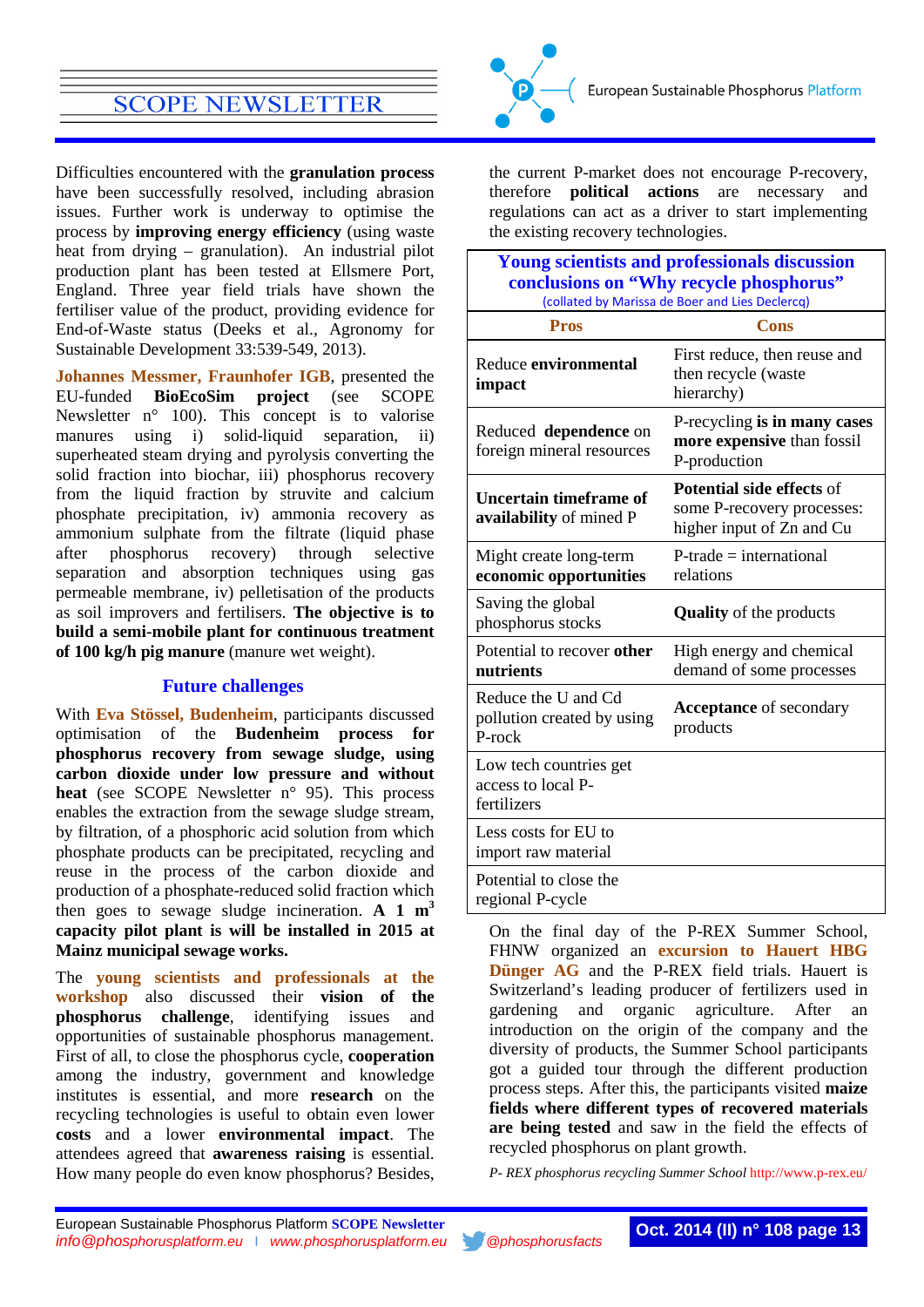Difficulties encountered with the **granulation process** have been successfully resolved, including abrasion issues. Further work is underway to optimise the process by **improving energy efficiency** (using waste heat from drying – granulation). An industrial pilot production plant has been tested at Ellsmere Port, England. Three year field trials have shown the fertiliser value of the product, providing evidence for End-of-Waste status (Deeks et al., Agronomy for Sustainable Development 33:539-549, 2013).

**Johannes Messmer, Fraunhofer IGB**, presented the EU-funded **BioEcoSim project** (see SCOPE Newsletter n° 100). This concept is to valorise manures using i) solid-liquid separation, ii) superheated steam drying and pyrolysis converting the solid fraction into biochar, iii) phosphorus recovery from the liquid fraction by struvite and calcium phosphate precipitation, iv) ammonia recovery as ammonium sulphate from the filtrate (liquid phase after phosphorus recovery) through selective separation and absorption techniques using gas permeable membrane, iv) pelletisation of the products as soil improvers and fertilisers. **The objective is to build a semi-mobile plant for continuous treatment of 100 kg/h pig manure** (manure wet weight).

### Future challenges

With **Eva Stössel, Budenheim**, participants discussed optimisation of the **Budenheim process for phosphorus recovery from sewage sludge, using carbon dioxide under low pressure and without heat** (see SCOPE Newsletter n° 95). This process enables the extraction from the sewage sludge stream, by filtration, of a phosphoric acid solution from which phosphate products can be precipitated, recycling and reuse in the process of the carbon dioxide and production of a phosphate-reduced solid fraction which then goes to sewage sludge incineration. **A 1 $m^3$ capacity pilot plant is will be installed in 2015 at Mainz municipal sewage works.**

The **young scientists and professionals at the workshop** also discussed their **vision of the phosphorus challenge**, identifying issues and opportunities of sustainable phosphorus management. First of all, to close the phosphorus cycle, **cooperation** among the industry, government and knowledge institutes is essential, and more **research** on the recycling technologies is useful to obtain even lower **costs** and a lower **environmental impact**. The attendees agreed that **awareness raising** is essential. How many people do even know phosphorus? Besides, the current P-market does not encourage P-recovery, therefore **political actions** are necessary and regulations can act as a driver to start implementing the existing recovery technologies.

**Young scientists and professionals discussion conclusions on "Why recycle phosphorus"**
(collated by Marissa de Boer and Lies Declercq)

| Pros | Cons |
|---|---|
| Reduce **environmental impact** | First reduce, then reuse and then recycle (waste hierarchy) |
| Reduced **dependence** on foreign mineral resources | P-recycling **is in many cases more expensive** than fossil P-production |
| **Uncertain timeframe of availability** of mined P | **Potential side effects** of some P-recovery processes: higher input of Zn and Cu |
| Might create long-term **economic opportunities** | P-trade = international relations |
| Saving the global phosphorus stocks | **Quality** of the products |
| Potential to recover **other nutrients** | High energy and chemical demand of some processes |
| Reduce the U and Cd pollution created by using P-rock | **Acceptance** of secondary products |
| Low tech countries get access to local P-fertilizers | |
| Less costs for EU to import raw material | |
| Potential to close the regional P-cycle | |

On the final day of the P-REX Summer School, FHNW organized an **excursion to Hauert HBG Dünger AG** and the P-REX field trials. Hauert is Switzerland's leading producer of fertilizers used in gardening and organic agriculture. After an introduction on the origin of the company and the diversity of products, the Summer School participants got a guided tour through the different production process steps. After this, the participants visited **maize fields where different types of recovered materials are being tested** and saw in the field the effects of recycled phosphorus on plant growth.

*P- REX phosphorus recycling Summer School* http://www.p-rex.eu/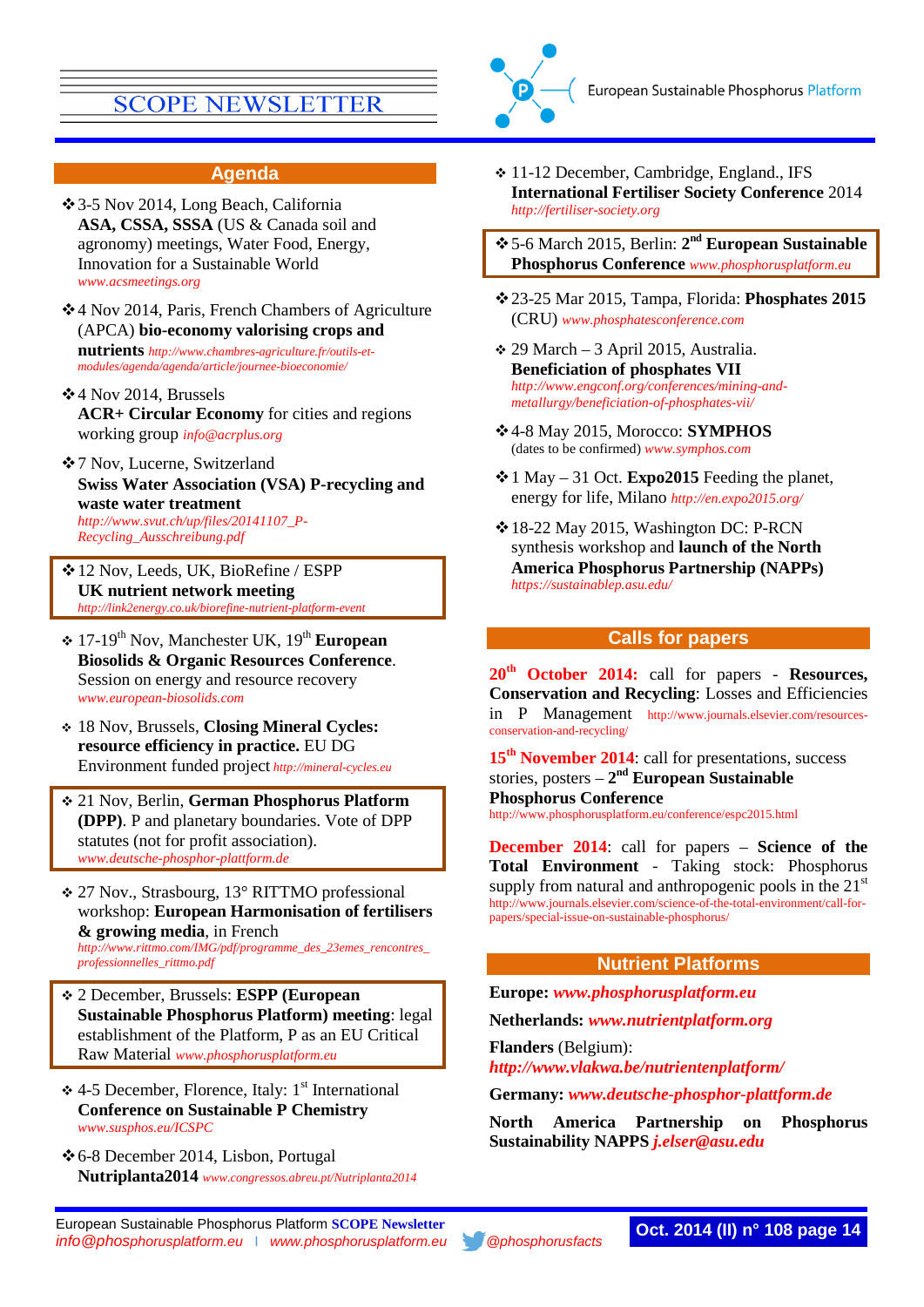## Agenda

- 3-5 Nov 2014, Long Beach, California **ASA, CSSA, SSSA** (US & Canada soil and agronomy) meetings, Water Food, Energy, Innovation for a Sustainable World *www.acsmeetings.org*
- 4 Nov 2014, Paris, French Chambers of Agriculture (APCA) **bio-economy valorising crops and nutrients** *http://www.chambres-agriculture.fr/outils-et-modules/agenda/agenda/article/journee-bioeconomie/*
- 4 Nov 2014, Brussels **ACR+ Circular Economy** for cities and regions working group *info@acrplus.org*
- 7 Nov, Lucerne, Switzerland **Swiss Water Association (VSA) P-recycling and waste water treatment** *http://www.svut.ch/up/files/20141107_P-Recycling_Ausschreibung.pdf*
- 12 Nov, Leeds, UK, BioRefine / ESPP **UK nutrient network meeting** *http://link2energy.co.uk/biorefine-nutrient-platform-event*
- 17-19th Nov, Manchester UK, 19th **European Biosolids & Organic Resources Conference**. Session on energy and resource recovery *www.european-biosolids.com*
- 18 Nov, Brussels, **Closing Mineral Cycles: resource efficiency in practice.** EU DG Environment funded project *http://mineral-cycles.eu*
- 21 Nov, Berlin, **German Phosphorus Platform (DPP)**. P and planetary boundaries. Vote of DPP statutes (not for profit association). *www.deutsche-phosphor-plattform.de*
- 27 Nov., Strasbourg, 13° RITTMO professional workshop: **European Harmonisation of fertilisers & growing media**, in French *http://www.rittmo.com/IMG/pdf/programme_des_23emes_rencontres_professionnelles_rittmo.pdf*
- 2 December, Brussels: **ESPP (European Sustainable Phosphorus Platform) meeting**: legal establishment of the Platform, P as an EU Critical Raw Material *www.phosphorusplatform.eu*
- 4-5 December, Florence, Italy: 1st International **Conference on Sustainable P Chemistry** *www.susphos.eu/ICSPC*
- 6-8 December 2014, Lisbon, Portugal **Nutriplanta2014** *www.congressos.abreu.pt/Nutriplanta2014*
- 11-12 December, Cambridge, England., IFS **International Fertiliser Society Conference** 2014 *http://fertiliser-society.org*
- 5-6 March 2015, Berlin: **2nd European Sustainable Phosphorus Conference** *www.phosphorusplatform.eu*
- 23-25 Mar 2015, Tampa, Florida: **Phosphates 2015** (CRU) *www.phosphatesconference.com*
- 29 March – 3 April 2015, Australia. **Beneficiation of phosphates VII** *http://www.engconf.org/conferences/mining-and-metallurgy/beneficiation-of-phosphates-vii/*
- 4-8 May 2015, Morocco: **SYMPHOS** (dates to be confirmed) *www.symphos.com*
- 1 May – 31 Oct. **Expo2015** Feeding the planet, energy for life, Milano *http://en.expo2015.org/*
- 18-22 May 2015, Washington DC: P-RCN synthesis workshop and **launch of the North America Phosphorus Partnership (NAPPs)** *https://sustainablep.asu.edu/*

## Calls for papers

**20th October 2014:** call for papers - **Resources, Conservation and Recycling**: Losses and Efficiencies in P Management http://www.journals.elsevier.com/resources-conservation-and-recycling/

**15th November 2014**: call for presentations, success stories, posters – **2nd European Sustainable Phosphorus Conference** http://www.phosphorusplatform.eu/conference/espc2015.html

**December 2014**: call for papers – **Science of the Total Environment** - Taking stock: Phosphorus supply from natural and anthropogenic pools in the 21st http://www.journals.elsevier.com/science-of-the-total-environment/call-for-papers/special-issue-on-sustainable-phosphorus/

## Nutrient Platforms

**Europe:** ***www.phosphorusplatform.eu***

**Netherlands:** ***www.nutrientplatform.org***

**Flanders** (Belgium): ***http://www.vlakwa.be/nutrientenplatform/***

**Germany:** ***www.deutsche-phosphor-plattform.de***

**North America Partnership on Phosphorus Sustainability NAPPS** ***j.elser@asu.edu***